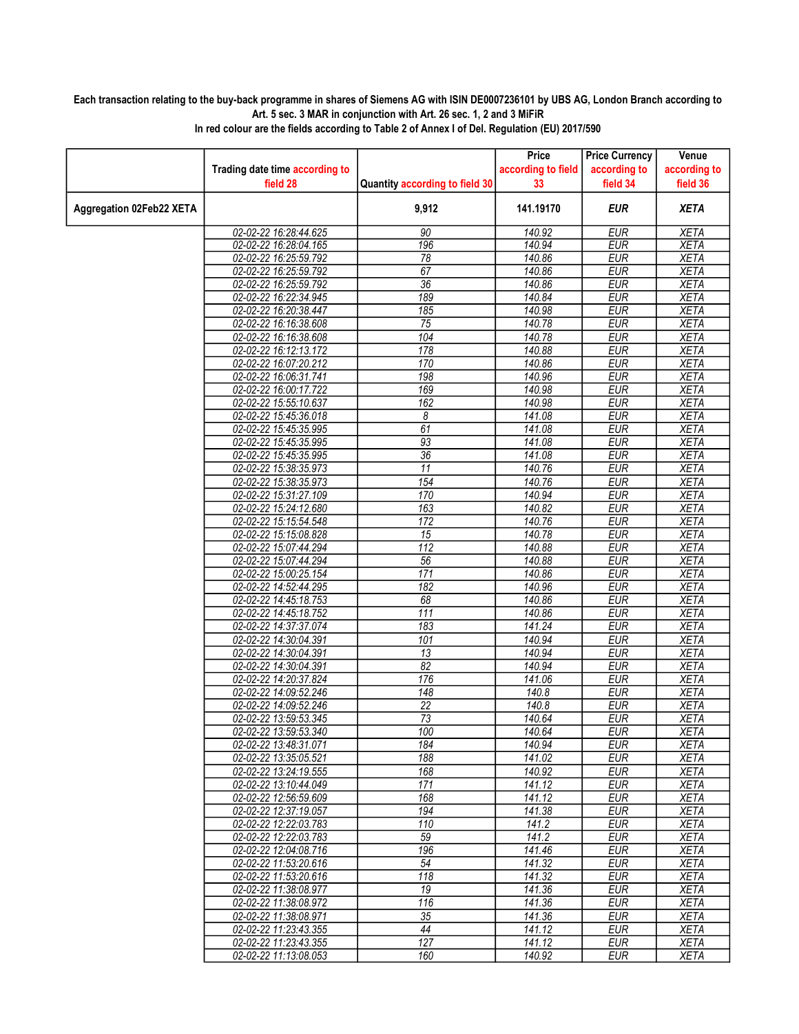**Each transaction relating to the buy-back programme in shares of Siemens AG with ISIN DE0007236101 by UBS AG, London Branch according to Art. 5 sec. 3 MAR in conjunction with Art. 26 sec. 1, 2 and 3 MiFiR**

**In red colour are the fields according to Table 2 of Annex I of Del. Regulation (EU) 2017/590**

| | Trading date time according to field 28 | Quantity according to field 30 | Price according to field 33 | Price Currency according to field 34 | Venue according to field 36 |
|---|---|---|---|---|---|
| **Aggregation 02Feb22 XETA** | | **9,912** | **141.19170** | ***EUR*** | ***XETA*** |
| | 02-02-22 16:28:44.625 | 90 | 140.92 | EUR | XETA |
| | 02-02-22 16:28:04.165 | 196 | 140.94 | EUR | XETA |
| | 02-02-22 16:25:59.792 | 78 | 140.86 | EUR | XETA |
| | 02-02-22 16:25:59.792 | 67 | 140.86 | EUR | XETA |
| | 02-02-22 16:25:59.792 | 36 | 140.86 | EUR | XETA |
| | 02-02-22 16:22:34.945 | 189 | 140.84 | EUR | XETA |
| | 02-02-22 16:20:38.447 | 185 | 140.98 | EUR | XETA |
| | 02-02-22 16:16:38.608 | 75 | 140.78 | EUR | XETA |
| | 02-02-22 16:16:38.608 | 104 | 140.78 | EUR | XETA |
| | 02-02-22 16:12:13.172 | 178 | 140.88 | EUR | XETA |
| | 02-02-22 16:07:20.212 | 170 | 140.86 | EUR | XETA |
| | 02-02-22 16:06:31.741 | 198 | 140.96 | EUR | XETA |
| | 02-02-22 16:00:17.722 | 169 | 140.98 | EUR | XETA |
| | 02-02-22 15:55:10.637 | 162 | 140.98 | EUR | XETA |
| | 02-02-22 15:45:36.018 | 8 | 141.08 | EUR | XETA |
| | 02-02-22 15:45:35.995 | 61 | 141.08 | EUR | XETA |
| | 02-02-22 15:45:35.995 | 93 | 141.08 | EUR | XETA |
| | 02-02-22 15:45:35.995 | 36 | 141.08 | EUR | XETA |
| | 02-02-22 15:38:35.973 | 11 | 140.76 | EUR | XETA |
| | 02-02-22 15:38:35.973 | 154 | 140.76 | EUR | XETA |
| | 02-02-22 15:31:27.109 | 170 | 140.94 | EUR | XETA |
| | 02-02-22 15:24:12.680 | 163 | 140.82 | EUR | XETA |
| | 02-02-22 15:15:54.548 | 172 | 140.76 | EUR | XETA |
| | 02-02-22 15:15:08.828 | 15 | 140.78 | EUR | XETA |
| | 02-02-22 15:07:44.294 | 112 | 140.88 | EUR | XETA |
| | 02-02-22 15:07:44.294 | 56 | 140.88 | EUR | XETA |
| | 02-02-22 15:00:25.154 | 171 | 140.86 | EUR | XETA |
| | 02-02-22 14:52:44.295 | 182 | 140.96 | EUR | XETA |
| | 02-02-22 14:45:18.753 | 68 | 140.86 | EUR | XETA |
| | 02-02-22 14:45:18.752 | 111 | 140.86 | EUR | XETA |
| | 02-02-22 14:37:37.074 | 183 | 141.24 | EUR | XETA |
| | 02-02-22 14:30:04.391 | 101 | 140.94 | EUR | XETA |
| | 02-02-22 14:30:04.391 | 13 | 140.94 | EUR | XETA |
| | 02-02-22 14:30:04.391 | 82 | 140.94 | EUR | XETA |
| | 02-02-22 14:20:37.824 | 176 | 141.06 | EUR | XETA |
| | 02-02-22 14:09:52.246 | 148 | 140.8 | EUR | XETA |
| | 02-02-22 14:09:52.246 | 22 | 140.8 | EUR | XETA |
| | 02-02-22 13:59:53.345 | 73 | 140.64 | EUR | XETA |
| | 02-02-22 13:59:53.340 | 100 | 140.64 | EUR | XETA |
| | 02-02-22 13:48:31.071 | 184 | 140.94 | EUR | XETA |
| | 02-02-22 13:35:05.521 | 188 | 141.02 | EUR | XETA |
| | 02-02-22 13:24:19.555 | 168 | 140.92 | EUR | XETA |
| | 02-02-22 13:10:44.049 | 171 | 141.12 | EUR | XETA |
| | 02-02-22 12:56:59.609 | 168 | 141.12 | EUR | XETA |
| | 02-02-22 12:37:19.057 | 194 | 141.38 | EUR | XETA |
| | 02-02-22 12:22:03.783 | 110 | 141.2 | EUR | XETA |
| | 02-02-22 12:22:03.783 | 59 | 141.2 | EUR | XETA |
| | 02-02-22 12:04:08.716 | 196 | 141.46 | EUR | XETA |
| | 02-02-22 11:53:20.616 | 54 | 141.32 | EUR | XETA |
| | 02-02-22 11:53:20.616 | 118 | 141.32 | EUR | XETA |
| | 02-02-22 11:38:08.977 | 19 | 141.36 | EUR | XETA |
| | 02-02-22 11:38:08.972 | 116 | 141.36 | EUR | XETA |
| | 02-02-22 11:38:08.971 | 35 | 141.36 | EUR | XETA |
| | 02-02-22 11:23:43.355 | 44 | 141.12 | EUR | XETA |
| | 02-02-22 11:23:43.355 | 127 | 141.12 | EUR | XETA |
| | 02-02-22 11:13:08.053 | 160 | 140.92 | EUR | XETA |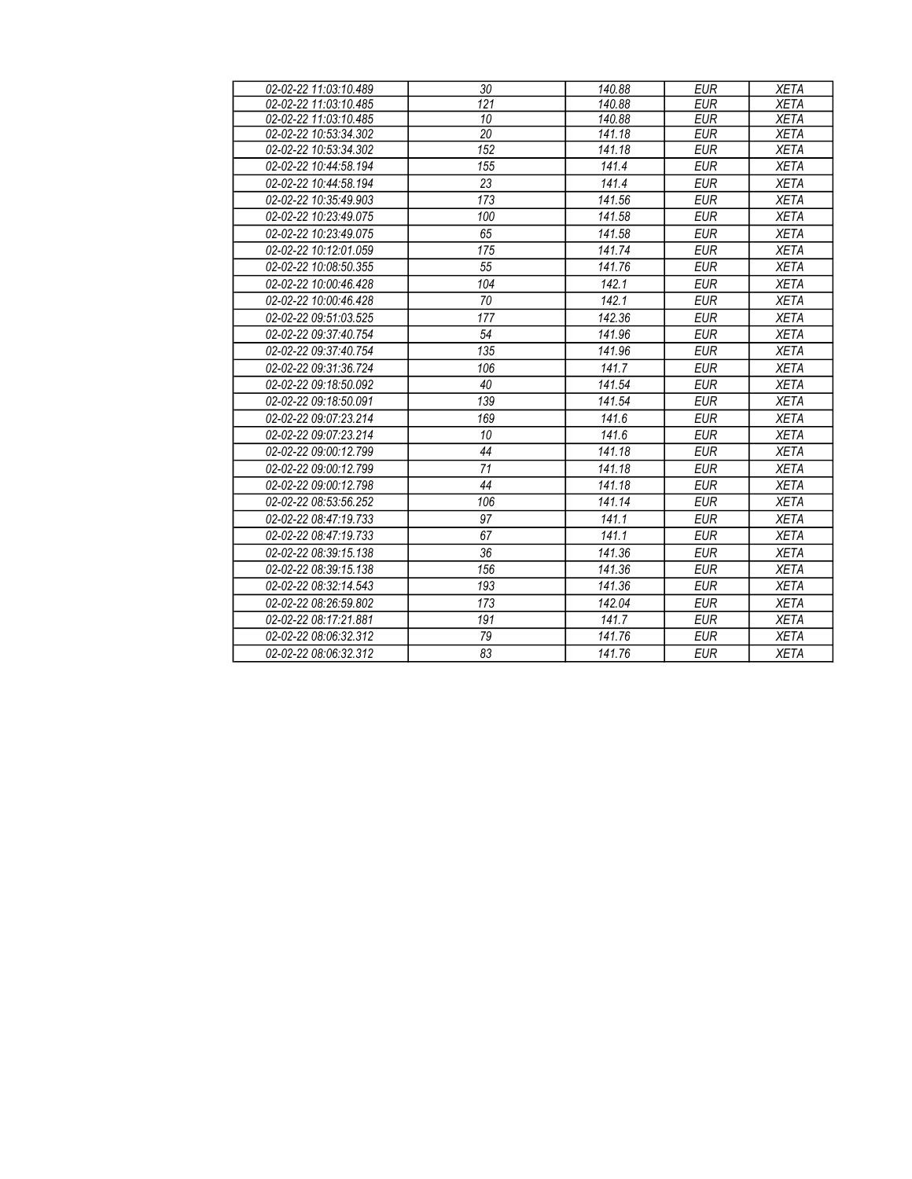| 02-02-22 11:03:10.489 | 30 | 140.88 | EUR | XETA |
|---|---|---|---|---|
| 02-02-22 11:03:10.485 | 121 | 140.88 | EUR | XETA |
| 02-02-22 11:03:10.485 | 10 | 140.88 | EUR | XETA |
| 02-02-22 10:53:34.302 | 20 | 141.18 | EUR | XETA |
| 02-02-22 10:53:34.302 | 152 | 141.18 | EUR | XETA |
| 02-02-22 10:44:58.194 | 155 | 141.4 | EUR | XETA |
| 02-02-22 10:44:58.194 | 23 | 141.4 | EUR | XETA |
| 02-02-22 10:35:49.903 | 173 | 141.56 | EUR | XETA |
| 02-02-22 10:23:49.075 | 100 | 141.58 | EUR | XETA |
| 02-02-22 10:23:49.075 | 65 | 141.58 | EUR | XETA |
| 02-02-22 10:12:01.059 | 175 | 141.74 | EUR | XETA |
| 02-02-22 10:08:50.355 | 55 | 141.76 | EUR | XETA |
| 02-02-22 10:00:46.428 | 104 | 142.1 | EUR | XETA |
| 02-02-22 10:00:46.428 | 70 | 142.1 | EUR | XETA |
| 02-02-22 09:51:03.525 | 177 | 142.36 | EUR | XETA |
| 02-02-22 09:37:40.754 | 54 | 141.96 | EUR | XETA |
| 02-02-22 09:37:40.754 | 135 | 141.96 | EUR | XETA |
| 02-02-22 09:31:36.724 | 106 | 141.7 | EUR | XETA |
| 02-02-22 09:18:50.092 | 40 | 141.54 | EUR | XETA |
| 02-02-22 09:18:50.091 | 139 | 141.54 | EUR | XETA |
| 02-02-22 09:07:23.214 | 169 | 141.6 | EUR | XETA |
| 02-02-22 09:07:23.214 | 10 | 141.6 | EUR | XETA |
| 02-02-22 09:00:12.799 | 44 | 141.18 | EUR | XETA |
| 02-02-22 09:00:12.799 | 71 | 141.18 | EUR | XETA |
| 02-02-22 09:00:12.798 | 44 | 141.18 | EUR | XETA |
| 02-02-22 08:53:56.252 | 106 | 141.14 | EUR | XETA |
| 02-02-22 08:47:19.733 | 97 | 141.1 | EUR | XETA |
| 02-02-22 08:47:19.733 | 67 | 141.1 | EUR | XETA |
| 02-02-22 08:39:15.138 | 36 | 141.36 | EUR | XETA |
| 02-02-22 08:39:15.138 | 156 | 141.36 | EUR | XETA |
| 02-02-22 08:32:14.543 | 193 | 141.36 | EUR | XETA |
| 02-02-22 08:26:59.802 | 173 | 142.04 | EUR | XETA |
| 02-02-22 08:17:21.881 | 191 | 141.7 | EUR | XETA |
| 02-02-22 08:06:32.312 | 79 | 141.76 | EUR | XETA |
| 02-02-22 08:06:32.312 | 83 | 141.76 | EUR | XETA |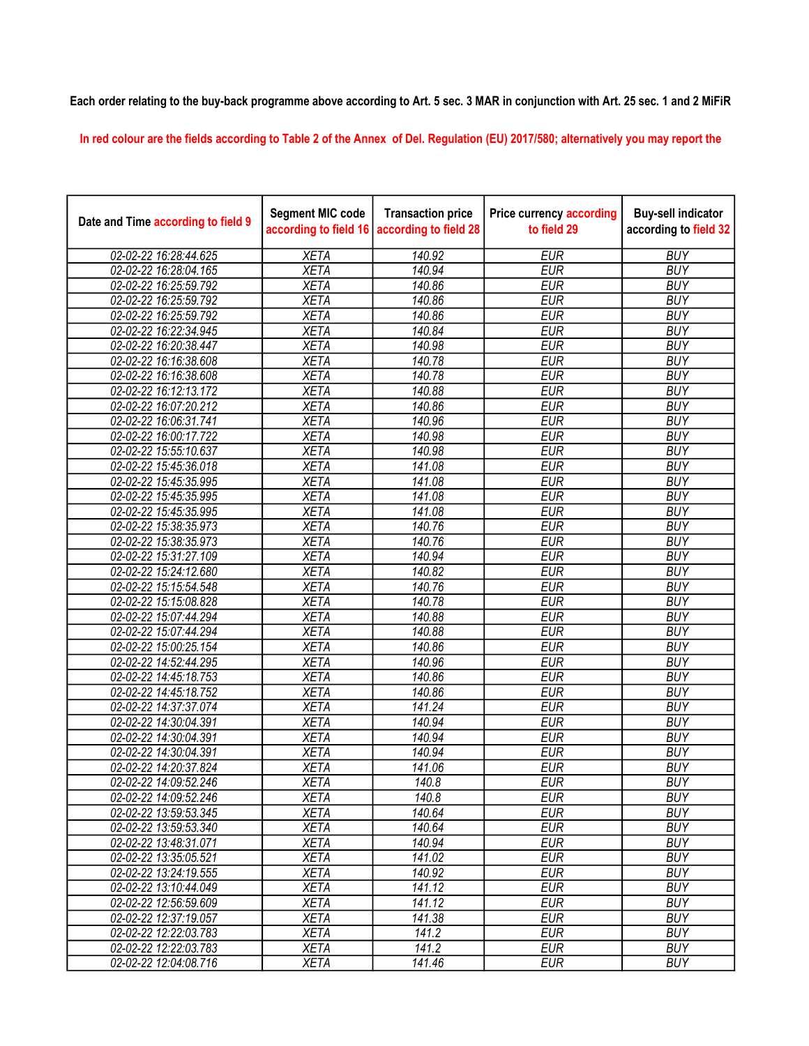**Each order relating to the buy-back programme above according to Art. 5 sec. 3 MAR in conjunction with Art. 25 sec. 1 and 2 MiFiR**

In red colour are the fields according to Table 2 of the Annex of Del. Regulation (EU) 2017/580; alternatively you may report the

| Date and Time according to field 9 | Segment MIC code according to field 16 | Transaction price according to field 28 | Price currency according to field 29 | Buy-sell indicator according to field 32 |
|---|---|---|---|---|
| 02-02-22 16:28:44.625 | XETA | 140.92 | EUR | BUY |
| 02-02-22 16:28:04.165 | XETA | 140.94 | EUR | BUY |
| 02-02-22 16:25:59.792 | XETA | 140.86 | EUR | BUY |
| 02-02-22 16:25:59.792 | XETA | 140.86 | EUR | BUY |
| 02-02-22 16:25:59.792 | XETA | 140.86 | EUR | BUY |
| 02-02-22 16:22:34.945 | XETA | 140.84 | EUR | BUY |
| 02-02-22 16:20:38.447 | XETA | 140.98 | EUR | BUY |
| 02-02-22 16:16:38.608 | XETA | 140.78 | EUR | BUY |
| 02-02-22 16:16:38.608 | XETA | 140.78 | EUR | BUY |
| 02-02-22 16:12:13.172 | XETA | 140.88 | EUR | BUY |
| 02-02-22 16:07:20.212 | XETA | 140.86 | EUR | BUY |
| 02-02-22 16:06:31.741 | XETA | 140.96 | EUR | BUY |
| 02-02-22 16:00:17.722 | XETA | 140.98 | EUR | BUY |
| 02-02-22 15:55:10.637 | XETA | 140.98 | EUR | BUY |
| 02-02-22 15:45:36.018 | XETA | 141.08 | EUR | BUY |
| 02-02-22 15:45:35.995 | XETA | 141.08 | EUR | BUY |
| 02-02-22 15:45:35.995 | XETA | 141.08 | EUR | BUY |
| 02-02-22 15:45:35.995 | XETA | 141.08 | EUR | BUY |
| 02-02-22 15:38:35.973 | XETA | 140.76 | EUR | BUY |
| 02-02-22 15:38:35.973 | XETA | 140.76 | EUR | BUY |
| 02-02-22 15:31:27.109 | XETA | 140.94 | EUR | BUY |
| 02-02-22 15:24:12.680 | XETA | 140.82 | EUR | BUY |
| 02-02-22 15:15:54.548 | XETA | 140.76 | EUR | BUY |
| 02-02-22 15:15:08.828 | XETA | 140.78 | EUR | BUY |
| 02-02-22 15:07:44.294 | XETA | 140.88 | EUR | BUY |
| 02-02-22 15:07:44.294 | XETA | 140.88 | EUR | BUY |
| 02-02-22 15:00:25.154 | XETA | 140.86 | EUR | BUY |
| 02-02-22 14:52:44.295 | XETA | 140.96 | EUR | BUY |
| 02-02-22 14:45:18.753 | XETA | 140.86 | EUR | BUY |
| 02-02-22 14:45:18.752 | XETA | 140.86 | EUR | BUY |
| 02-02-22 14:37:37.074 | XETA | 141.24 | EUR | BUY |
| 02-02-22 14:30:04.391 | XETA | 140.94 | EUR | BUY |
| 02-02-22 14:30:04.391 | XETA | 140.94 | EUR | BUY |
| 02-02-22 14:30:04.391 | XETA | 140.94 | EUR | BUY |
| 02-02-22 14:20:37.824 | XETA | 141.06 | EUR | BUY |
| 02-02-22 14:09:52.246 | XETA | 140.8 | EUR | BUY |
| 02-02-22 14:09:52.246 | XETA | 140.8 | EUR | BUY |
| 02-02-22 13:59:53.345 | XETA | 140.64 | EUR | BUY |
| 02-02-22 13:59:53.340 | XETA | 140.64 | EUR | BUY |
| 02-02-22 13:48:31.071 | XETA | 140.94 | EUR | BUY |
| 02-02-22 13:35:05.521 | XETA | 141.02 | EUR | BUY |
| 02-02-22 13:24:19.555 | XETA | 140.92 | EUR | BUY |
| 02-02-22 13:10:44.049 | XETA | 141.12 | EUR | BUY |
| 02-02-22 12:56:59.609 | XETA | 141.12 | EUR | BUY |
| 02-02-22 12:37:19.057 | XETA | 141.38 | EUR | BUY |
| 02-02-22 12:22:03.783 | XETA | 141.2 | EUR | BUY |
| 02-02-22 12:22:03.783 | XETA | 141.2 | EUR | BUY |
| 02-02-22 12:04:08.716 | XETA | 141.46 | EUR | BUY |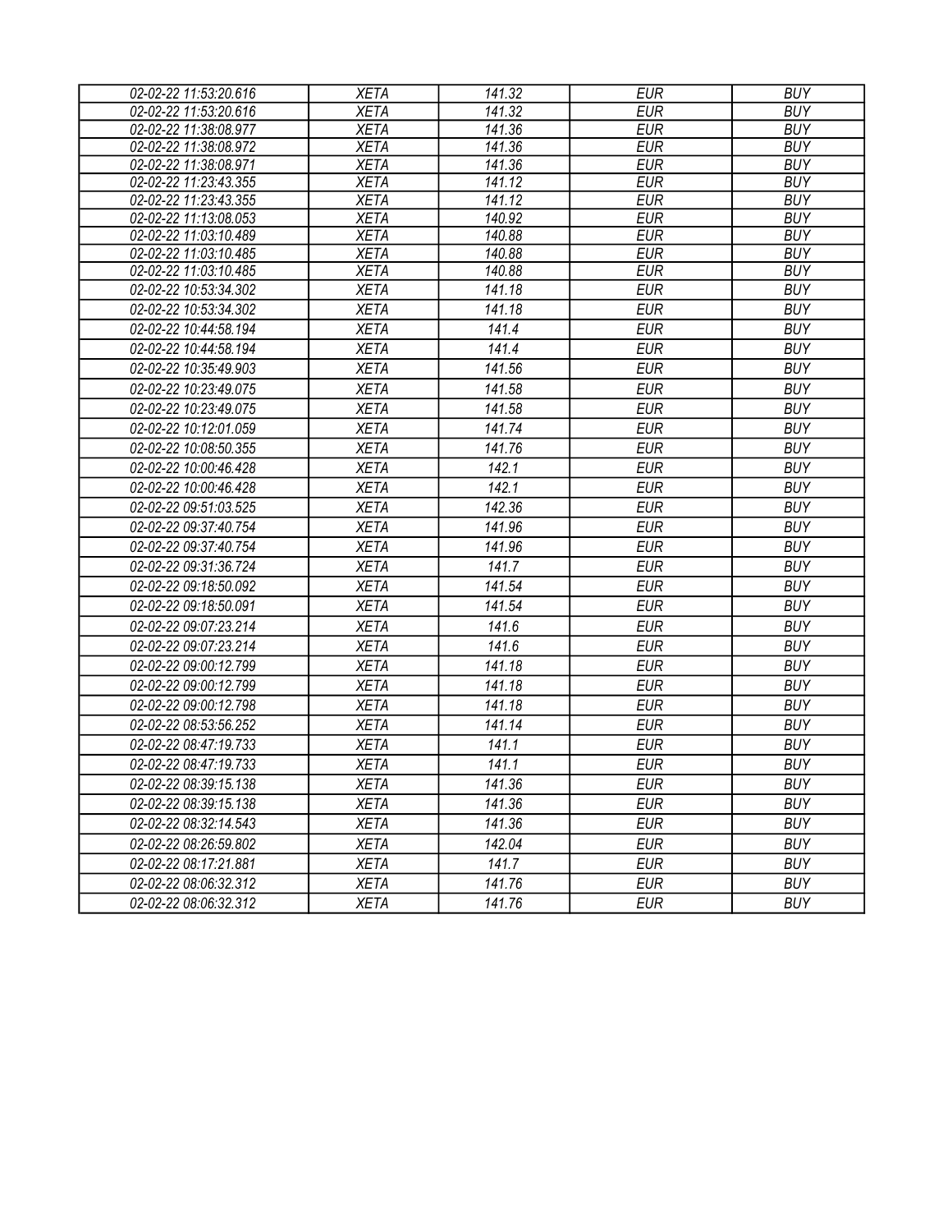| | | | | |
|---|---|---|---|---|
| *02-02-22 11:53:20.616* | *XETA* | *141.32* | *EUR* | *BUY* |
| *02-02-22 11:53:20.616* | *XETA* | *141.32* | *EUR* | *BUY* |
| *02-02-22 11:38:08.977* | *XETA* | *141.36* | *EUR* | *BUY* |
| *02-02-22 11:38:08.972* | *XETA* | *141.36* | *EUR* | *BUY* |
| *02-02-22 11:38:08.971* | *XETA* | *141.36* | *EUR* | *BUY* |
| *02-02-22 11:23:43.355* | *XETA* | *141.12* | *EUR* | *BUY* |
| *02-02-22 11:23:43.355* | *XETA* | *141.12* | *EUR* | *BUY* |
| *02-02-22 11:13:08.053* | *XETA* | *140.92* | *EUR* | *BUY* |
| *02-02-22 11:03:10.489* | *XETA* | *140.88* | *EUR* | *BUY* |
| *02-02-22 11:03:10.485* | *XETA* | *140.88* | *EUR* | *BUY* |
| *02-02-22 11:03:10.485* | *XETA* | *140.88* | *EUR* | *BUY* |
| *02-02-22 10:53:34.302* | *XETA* | *141.18* | *EUR* | *BUY* |
| *02-02-22 10:53:34.302* | *XETA* | *141.18* | *EUR* | *BUY* |
| *02-02-22 10:44:58.194* | *XETA* | *141.4* | *EUR* | *BUY* |
| *02-02-22 10:44:58.194* | *XETA* | *141.4* | *EUR* | *BUY* |
| *02-02-22 10:35:49.903* | *XETA* | *141.56* | *EUR* | *BUY* |
| *02-02-22 10:23:49.075* | *XETA* | *141.58* | *EUR* | *BUY* |
| *02-02-22 10:23:49.075* | *XETA* | *141.58* | *EUR* | *BUY* |
| *02-02-22 10:12:01.059* | *XETA* | *141.74* | *EUR* | *BUY* |
| *02-02-22 10:08:50.355* | *XETA* | *141.76* | *EUR* | *BUY* |
| *02-02-22 10:00:46.428* | *XETA* | *142.1* | *EUR* | *BUY* |
| *02-02-22 10:00:46.428* | *XETA* | *142.1* | *EUR* | *BUY* |
| *02-02-22 09:51:03.525* | *XETA* | *142.36* | *EUR* | *BUY* |
| *02-02-22 09:37:40.754* | *XETA* | *141.96* | *EUR* | *BUY* |
| *02-02-22 09:37:40.754* | *XETA* | *141.96* | *EUR* | *BUY* |
| *02-02-22 09:31:36.724* | *XETA* | *141.7* | *EUR* | *BUY* |
| *02-02-22 09:18:50.092* | *XETA* | *141.54* | *EUR* | *BUY* |
| *02-02-22 09:18:50.091* | *XETA* | *141.54* | *EUR* | *BUY* |
| *02-02-22 09:07:23.214* | *XETA* | *141.6* | *EUR* | *BUY* |
| *02-02-22 09:07:23.214* | *XETA* | *141.6* | *EUR* | *BUY* |
| *02-02-22 09:00:12.799* | *XETA* | *141.18* | *EUR* | *BUY* |
| *02-02-22 09:00:12.799* | *XETA* | *141.18* | *EUR* | *BUY* |
| *02-02-22 09:00:12.798* | *XETA* | *141.18* | *EUR* | *BUY* |
| *02-02-22 08:53:56.252* | *XETA* | *141.14* | *EUR* | *BUY* |
| *02-02-22 08:47:19.733* | *XETA* | *141.1* | *EUR* | *BUY* |
| *02-02-22 08:47:19.733* | *XETA* | *141.1* | *EUR* | *BUY* |
| *02-02-22 08:39:15.138* | *XETA* | *141.36* | *EUR* | *BUY* |
| *02-02-22 08:39:15.138* | *XETA* | *141.36* | *EUR* | *BUY* |
| *02-02-22 08:32:14.543* | *XETA* | *141.36* | *EUR* | *BUY* |
| *02-02-22 08:26:59.802* | *XETA* | *142.04* | *EUR* | *BUY* |
| *02-02-22 08:17:21.881* | *XETA* | *141.7* | *EUR* | *BUY* |
| *02-02-22 08:06:32.312* | *XETA* | *141.76* | *EUR* | *BUY* |
| *02-02-22 08:06:32.312* | *XETA* | *141.76* | *EUR* | *BUY* |